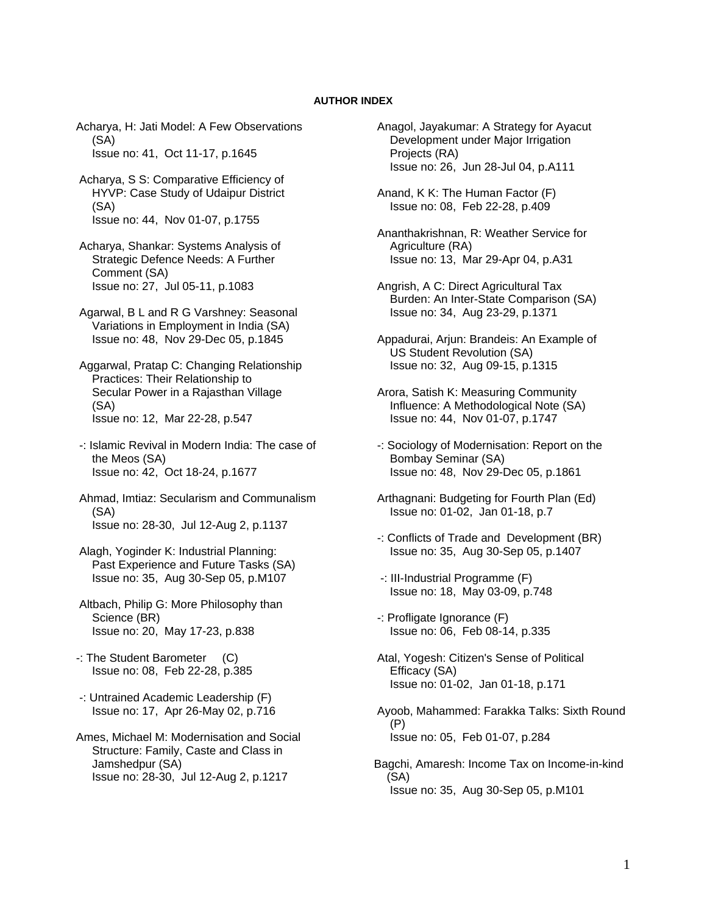**AUTHOR INDEX**

Acharya, H: Jati Model: A Few Observations (SA)
Issue no: 41, Oct 11-17, p.1645

Acharya, S S: Comparative Efficiency of HYVP: Case Study of Udaipur District (SA)
Issue no: 44, Nov 01-07, p.1755

Acharya, Shankar: Systems Analysis of Strategic Defence Needs: A Further Comment (SA)
Issue no: 27, Jul 05-11, p.1083

Agarwal, B L and R G Varshney: Seasonal Variations in Employment in India (SA)
Issue no: 48, Nov 29-Dec 05, p.1845

Aggarwal, Pratap C: Changing Relationship Practices: Their Relationship to Secular Power in a Rajasthan Village (SA)
Issue no: 12, Mar 22-28, p.547

-: Islamic Revival in Modern India: The case of the Meos (SA)
Issue no: 42, Oct 18-24, p.1677

Ahmad, Imtiaz: Secularism and Communalism (SA)
Issue no: 28-30, Jul 12-Aug 2, p.1137

Alagh, Yoginder K: Industrial Planning: Past Experience and Future Tasks (SA)
Issue no: 35, Aug 30-Sep 05, p.M107

Altbach, Philip G: More Philosophy than Science (BR)
Issue no: 20, May 17-23, p.838

-: The Student Barometer (C)
Issue no: 08, Feb 22-28, p.385

-: Untrained Academic Leadership (F)
Issue no: 17, Apr 26-May 02, p.716

Ames, Michael M: Modernisation and Social Structure: Family, Caste and Class in Jamshedpur (SA)
Issue no: 28-30, Jul 12-Aug 2, p.1217

Anagol, Jayakumar: A Strategy for Ayacut Development under Major Irrigation Projects (RA)
Issue no: 26, Jun 28-Jul 04, p.A111

Anand, K K: The Human Factor (F)
Issue no: 08, Feb 22-28, p.409

Ananthakrishnan, R: Weather Service for Agriculture (RA)
Issue no: 13, Mar 29-Apr 04, p.A31

Angrish, A C: Direct Agricultural Tax Burden: An Inter-State Comparison (SA)
Issue no: 34, Aug 23-29, p.1371

Appadurai, Arjun: Brandeis: An Example of US Student Revolution (SA)
Issue no: 32, Aug 09-15, p.1315

Arora, Satish K: Measuring Community Influence: A Methodological Note (SA)
Issue no: 44, Nov 01-07, p.1747

-: Sociology of Modernisation: Report on the Bombay Seminar (SA)
Issue no: 48, Nov 29-Dec 05, p.1861

Arthagnani: Budgeting for Fourth Plan (Ed)
Issue no: 01-02, Jan 01-18, p.7

-: Conflicts of Trade and Development (BR)
Issue no: 35, Aug 30-Sep 05, p.1407

-: III-Industrial Programme (F)
Issue no: 18, May 03-09, p.748

-: Profligate Ignorance (F)
Issue no: 06, Feb 08-14, p.335

Atal, Yogesh: Citizen's Sense of Political Efficacy (SA)
Issue no: 01-02, Jan 01-18, p.171

Ayoob, Mahammed: Farakka Talks: Sixth Round (P)
Issue no: 05, Feb 01-07, p.284

Bagchi, Amaresh: Income Tax on Income-in-kind (SA)
Issue no: 35, Aug 30-Sep 05, p.M101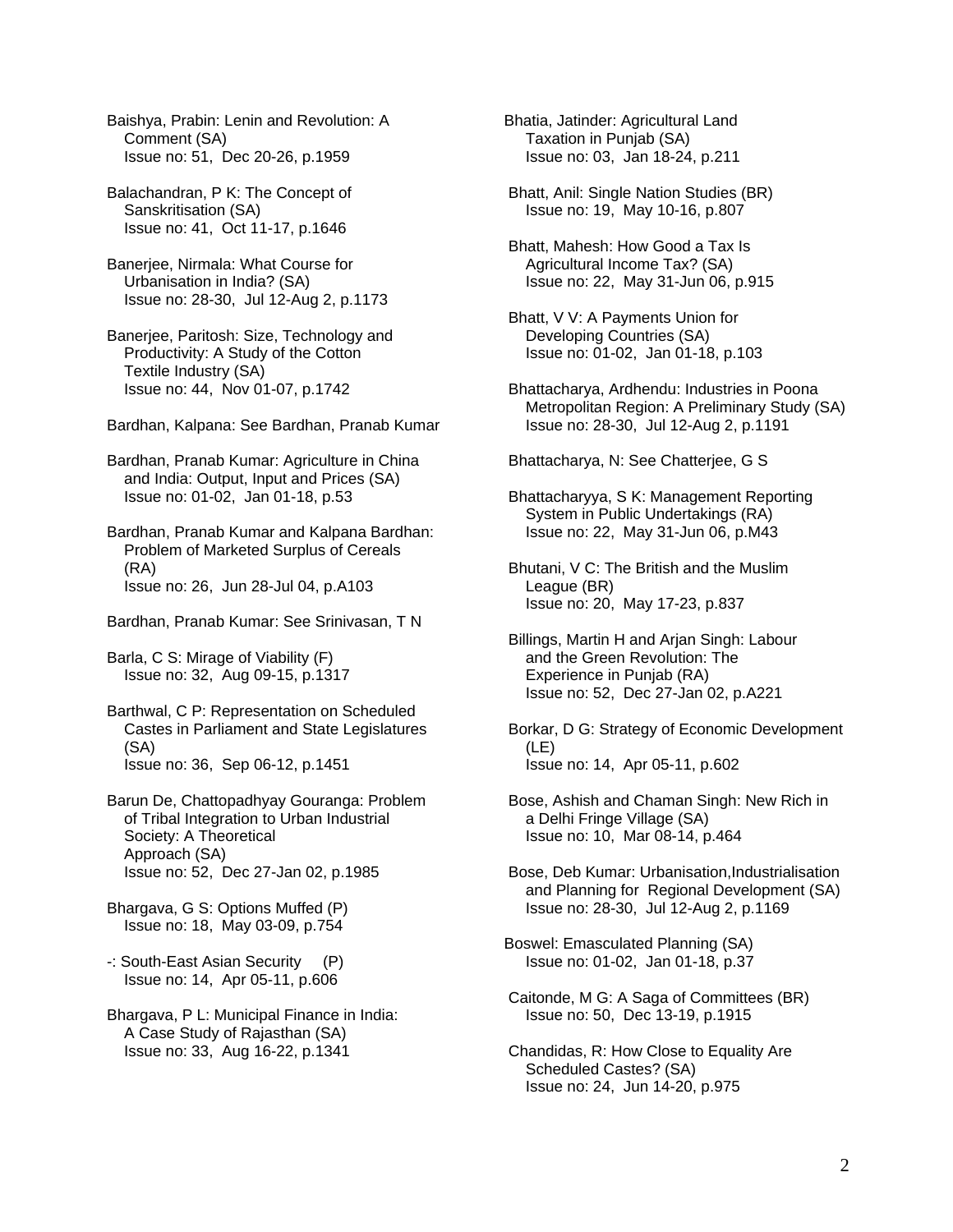Baishya, Prabin: Lenin and Revolution: A Comment (SA)
Issue no: 51, Dec 20-26, p.1959

Balachandran, P K: The Concept of Sanskritisation (SA)
Issue no: 41, Oct 11-17, p.1646

Banerjee, Nirmala: What Course for Urbanisation in India? (SA)
Issue no: 28-30, Jul 12-Aug 2, p.1173

Banerjee, Paritosh: Size, Technology and Productivity: A Study of the Cotton Textile Industry (SA)
Issue no: 44, Nov 01-07, p.1742

Bardhan, Kalpana: See Bardhan, Pranab Kumar

Bardhan, Pranab Kumar: Agriculture in China and India: Output, Input and Prices (SA)
Issue no: 01-02, Jan 01-18, p.53

Bardhan, Pranab Kumar and Kalpana Bardhan: Problem of Marketed Surplus of Cereals (RA)
Issue no: 26, Jun 28-Jul 04, p.A103

Bardhan, Pranab Kumar: See Srinivasan, T N

Barla, C S: Mirage of Viability (F)
Issue no: 32, Aug 09-15, p.1317

Barthwal, C P: Representation on Scheduled Castes in Parliament and State Legislatures (SA)
Issue no: 36, Sep 06-12, p.1451

Barun De, Chattopadhyay Gouranga: Problem of Tribal Integration to Urban Industrial Society: A Theoretical Approach (SA)
Issue no: 52, Dec 27-Jan 02, p.1985

Bhargava, G S: Options Muffed (P)
Issue no: 18, May 03-09, p.754

-: South-East Asian Security (P)
Issue no: 14, Apr 05-11, p.606

Bhargava, P L: Municipal Finance in India: A Case Study of Rajasthan (SA)
Issue no: 33, Aug 16-22, p.1341

Bhatia, Jatinder: Agricultural Land Taxation in Punjab (SA)
Issue no: 03, Jan 18-24, p.211

Bhatt, Anil: Single Nation Studies (BR)
Issue no: 19, May 10-16, p.807

Bhatt, Mahesh: How Good a Tax Is Agricultural Income Tax? (SA)
Issue no: 22, May 31-Jun 06, p.915

Bhatt, V V: A Payments Union for Developing Countries (SA)
Issue no: 01-02, Jan 01-18, p.103

Bhattacharya, Ardhendu: Industries in Poona Metropolitan Region: A Preliminary Study (SA)
Issue no: 28-30, Jul 12-Aug 2, p.1191

Bhattacharya, N: See Chatterjee, G S

Bhattacharyya, S K: Management Reporting System in Public Undertakings (RA)
Issue no: 22, May 31-Jun 06, p.M43

Bhutani, V C: The British and the Muslim League (BR)
Issue no: 20, May 17-23, p.837

Billings, Martin H and Arjan Singh: Labour and the Green Revolution: The Experience in Punjab (RA)
Issue no: 52, Dec 27-Jan 02, p.A221

Borkar, D G: Strategy of Economic Development (LE)
Issue no: 14, Apr 05-11, p.602

Bose, Ashish and Chaman Singh: New Rich in a Delhi Fringe Village (SA)
Issue no: 10, Mar 08-14, p.464

Bose, Deb Kumar: Urbanisation,Industrialisation and Planning for Regional Development (SA)
Issue no: 28-30, Jul 12-Aug 2, p.1169

Boswel: Emasculated Planning (SA)
Issue no: 01-02, Jan 01-18, p.37

Caitonde, M G: A Saga of Committees (BR)
Issue no: 50, Dec 13-19, p.1915

Chandidas, R: How Close to Equality Are Scheduled Castes? (SA)
Issue no: 24, Jun 14-20, p.975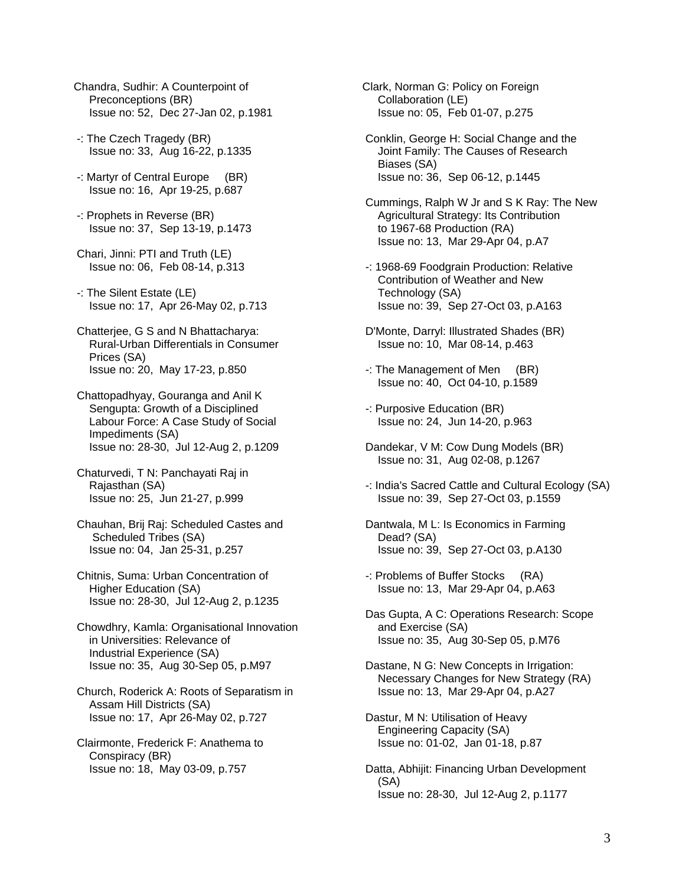Chandra, Sudhir: A Counterpoint of Preconceptions (BR)
Issue no: 52, Dec 27-Jan 02, p.1981

-: The Czech Tragedy (BR)
Issue no: 33, Aug 16-22, p.1335

-: Martyr of Central Europe (BR)
Issue no: 16, Apr 19-25, p.687

-: Prophets in Reverse (BR)
Issue no: 37, Sep 13-19, p.1473

Chari, Jinni: PTI and Truth (LE)
Issue no: 06, Feb 08-14, p.313

-: The Silent Estate (LE)
Issue no: 17, Apr 26-May 02, p.713

Chatterjee, G S and N Bhattacharya: Rural-Urban Differentials in Consumer Prices (SA)
Issue no: 20, May 17-23, p.850

Chattopadhyay, Gouranga and Anil K Sengupta: Growth of a Disciplined Labour Force: A Case Study of Social Impediments (SA)
Issue no: 28-30, Jul 12-Aug 2, p.1209

Chaturvedi, T N: Panchayati Raj in Rajasthan (SA)
Issue no: 25, Jun 21-27, p.999

Chauhan, Brij Raj: Scheduled Castes and Scheduled Tribes (SA)
Issue no: 04, Jan 25-31, p.257

Chitnis, Suma: Urban Concentration of Higher Education (SA)
Issue no: 28-30, Jul 12-Aug 2, p.1235

Chowdhry, Kamla: Organisational Innovation in Universities: Relevance of Industrial Experience (SA)
Issue no: 35, Aug 30-Sep 05, p.M97

Church, Roderick A: Roots of Separatism in Assam Hill Districts (SA)
Issue no: 17, Apr 26-May 02, p.727

Clairmonte, Frederick F: Anathema to Conspiracy (BR)
Issue no: 18, May 03-09, p.757

Clark, Norman G: Policy on Foreign Collaboration (LE)
Issue no: 05, Feb 01-07, p.275

Conklin, George H: Social Change and the Joint Family: The Causes of Research Biases (SA)
Issue no: 36, Sep 06-12, p.1445

Cummings, Ralph W Jr and S K Ray: The New Agricultural Strategy: Its Contribution to 1967-68 Production (RA)
Issue no: 13, Mar 29-Apr 04, p.A7

-: 1968-69 Foodgrain Production: Relative Contribution of Weather and New Technology (SA)
Issue no: 39, Sep 27-Oct 03, p.A163

D'Monte, Darryl: Illustrated Shades (BR)
Issue no: 10, Mar 08-14, p.463

-: The Management of Men (BR)
Issue no: 40, Oct 04-10, p.1589

-: Purposive Education (BR)
Issue no: 24, Jun 14-20, p.963

Dandekar, V M: Cow Dung Models (BR)
Issue no: 31, Aug 02-08, p.1267

-: India's Sacred Cattle and Cultural Ecology (SA)
Issue no: 39, Sep 27-Oct 03, p.1559

Dantwala, M L: Is Economics in Farming Dead? (SA)
Issue no: 39, Sep 27-Oct 03, p.A130

-: Problems of Buffer Stocks (RA)
Issue no: 13, Mar 29-Apr 04, p.A63

Das Gupta, A C: Operations Research: Scope and Exercise (SA)
Issue no: 35, Aug 30-Sep 05, p.M76

Dastane, N G: New Concepts in Irrigation: Necessary Changes for New Strategy (RA)
Issue no: 13, Mar 29-Apr 04, p.A27

Dastur, M N: Utilisation of Heavy Engineering Capacity (SA)
Issue no: 01-02, Jan 01-18, p.87

Datta, Abhijit: Financing Urban Development (SA)
Issue no: 28-30, Jul 12-Aug 2, p.1177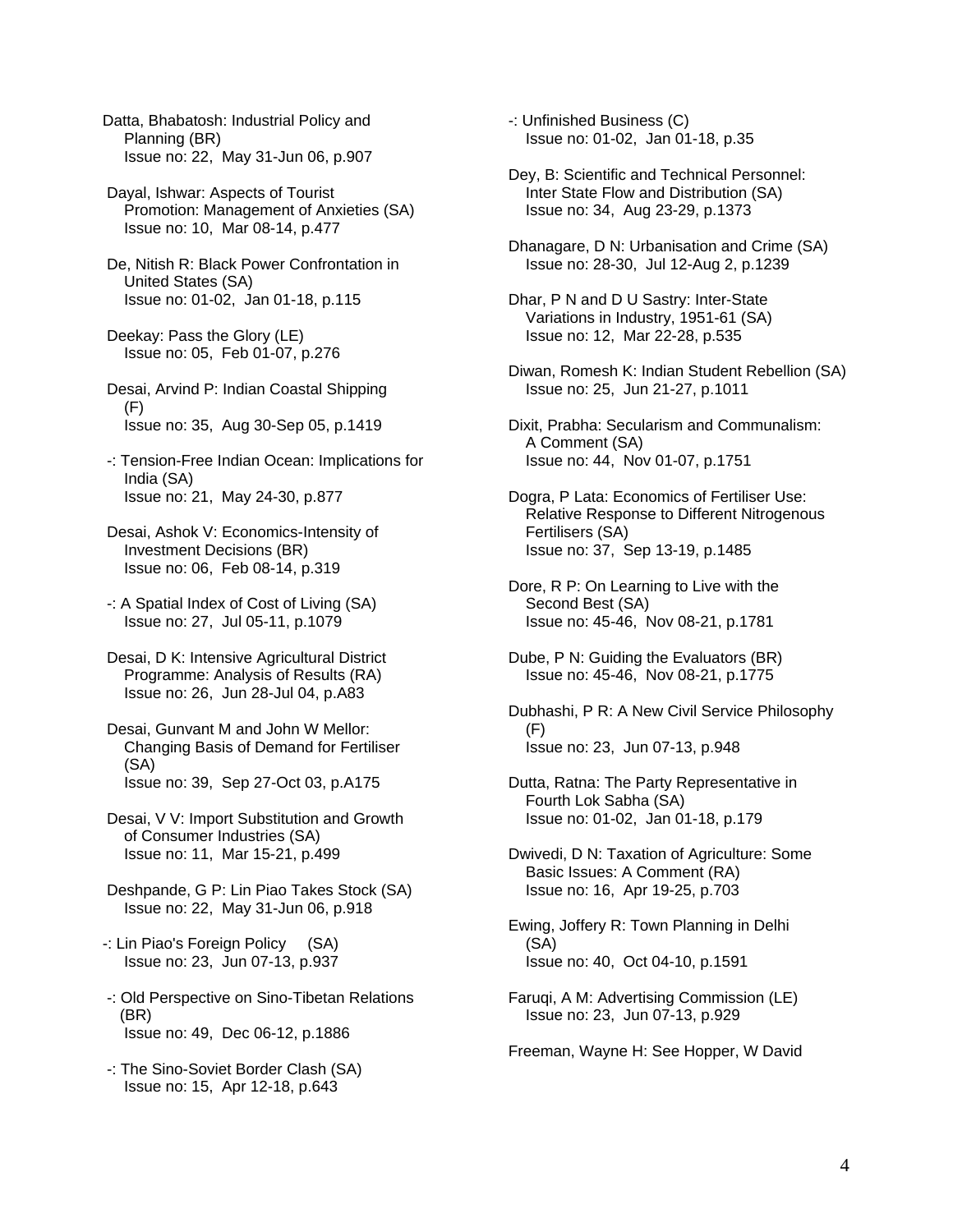Datta, Bhabatosh: Industrial Policy and Planning (BR)
Issue no: 22, May 31-Jun 06, p.907

Dayal, Ishwar: Aspects of Tourist Promotion: Management of Anxieties (SA)
Issue no: 10, Mar 08-14, p.477

De, Nitish R: Black Power Confrontation in United States (SA)
Issue no: 01-02, Jan 01-18, p.115

Deekay: Pass the Glory (LE)
Issue no: 05, Feb 01-07, p.276

Desai, Arvind P: Indian Coastal Shipping (F)
Issue no: 35, Aug 30-Sep 05, p.1419

-: Tension-Free Indian Ocean: Implications for India (SA)
Issue no: 21, May 24-30, p.877

Desai, Ashok V: Economics-Intensity of Investment Decisions (BR)
Issue no: 06, Feb 08-14, p.319

-: A Spatial Index of Cost of Living (SA)
Issue no: 27, Jul 05-11, p.1079

Desai, D K: Intensive Agricultural District Programme: Analysis of Results (RA)
Issue no: 26, Jun 28-Jul 04, p.A83

Desai, Gunvant M and John W Mellor: Changing Basis of Demand for Fertiliser (SA)
Issue no: 39, Sep 27-Oct 03, p.A175

Desai, V V: Import Substitution and Growth of Consumer Industries (SA)
Issue no: 11, Mar 15-21, p.499

Deshpande, G P: Lin Piao Takes Stock (SA)
Issue no: 22, May 31-Jun 06, p.918

-: Lin Piao's Foreign Policy (SA)
Issue no: 23, Jun 07-13, p.937

-: Old Perspective on Sino-Tibetan Relations (BR)
Issue no: 49, Dec 06-12, p.1886

-: The Sino-Soviet Border Clash (SA)
Issue no: 15, Apr 12-18, p.643

-: Unfinished Business (C)
Issue no: 01-02, Jan 01-18, p.35

Dey, B: Scientific and Technical Personnel: Inter State Flow and Distribution (SA)
Issue no: 34, Aug 23-29, p.1373

Dhanagare, D N: Urbanisation and Crime (SA)
Issue no: 28-30, Jul 12-Aug 2, p.1239

Dhar, P N and D U Sastry: Inter-State Variations in Industry, 1951-61 (SA)
Issue no: 12, Mar 22-28, p.535

Diwan, Romesh K: Indian Student Rebellion (SA)
Issue no: 25, Jun 21-27, p.1011

Dixit, Prabha: Secularism and Communalism: A Comment (SA)
Issue no: 44, Nov 01-07, p.1751

Dogra, P Lata: Economics of Fertiliser Use: Relative Response to Different Nitrogenous Fertilisers (SA)
Issue no: 37, Sep 13-19, p.1485

Dore, R P: On Learning to Live with the Second Best (SA)
Issue no: 45-46, Nov 08-21, p.1781

Dube, P N: Guiding the Evaluators (BR)
Issue no: 45-46, Nov 08-21, p.1775

Dubhashi, P R: A New Civil Service Philosophy (F)
Issue no: 23, Jun 07-13, p.948

Dutta, Ratna: The Party Representative in Fourth Lok Sabha (SA)
Issue no: 01-02, Jan 01-18, p.179

Dwivedi, D N: Taxation of Agriculture: Some Basic Issues: A Comment (RA)
Issue no: 16, Apr 19-25, p.703

Ewing, Joffery R: Town Planning in Delhi (SA)
Issue no: 40, Oct 04-10, p.1591

Faruqi, A M: Advertising Commission (LE)
Issue no: 23, Jun 07-13, p.929

Freeman, Wayne H: See Hopper, W David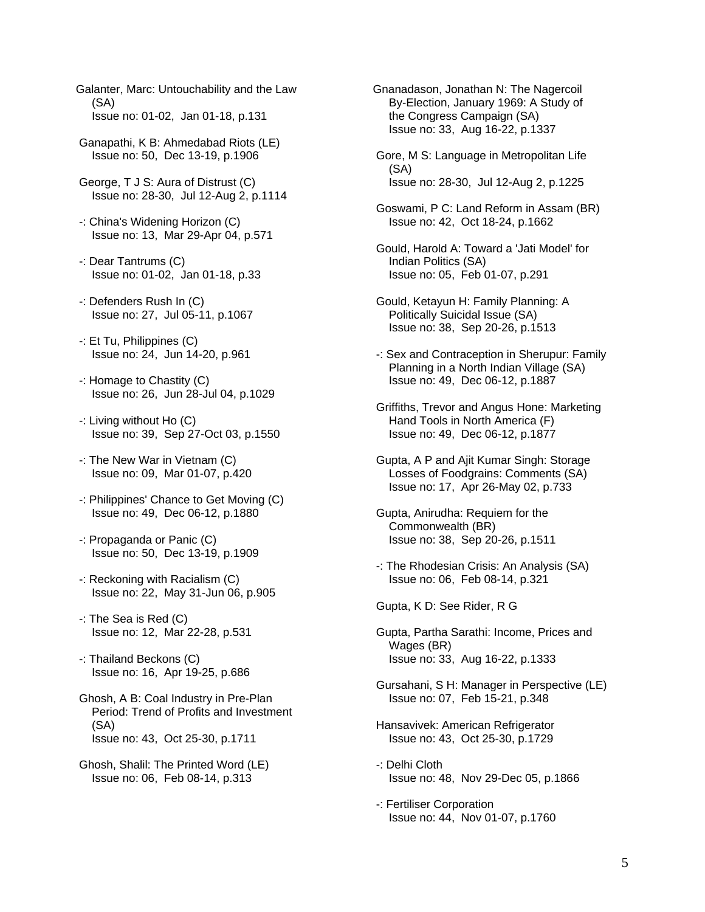Galanter, Marc: Untouchability and the Law (SA)
Issue no: 01-02, Jan 01-18, p.131

Ganapathi, K B: Ahmedabad Riots (LE)
Issue no: 50, Dec 13-19, p.1906

George, T J S: Aura of Distrust (C)
Issue no: 28-30, Jul 12-Aug 2, p.1114

-: China's Widening Horizon (C)
Issue no: 13, Mar 29-Apr 04, p.571

-: Dear Tantrums (C)
Issue no: 01-02, Jan 01-18, p.33

-: Defenders Rush In (C)
Issue no: 27, Jul 05-11, p.1067

-: Et Tu, Philippines (C)
Issue no: 24, Jun 14-20, p.961

-: Homage to Chastity (C)
Issue no: 26, Jun 28-Jul 04, p.1029

-: Living without Ho (C)
Issue no: 39, Sep 27-Oct 03, p.1550

-: The New War in Vietnam (C)
Issue no: 09, Mar 01-07, p.420

-: Philippines' Chance to Get Moving (C)
Issue no: 49, Dec 06-12, p.1880

-: Propaganda or Panic (C)
Issue no: 50, Dec 13-19, p.1909

-: Reckoning with Racialism (C)
Issue no: 22, May 31-Jun 06, p.905

-: The Sea is Red (C)
Issue no: 12, Mar 22-28, p.531

-: Thailand Beckons (C)
Issue no: 16, Apr 19-25, p.686

Ghosh, A B: Coal Industry in Pre-Plan Period: Trend of Profits and Investment (SA)
Issue no: 43, Oct 25-30, p.1711

Ghosh, Shalil: The Printed Word (LE)
Issue no: 06, Feb 08-14, p.313

Gnanadason, Jonathan N: The Nagercoil By-Election, January 1969: A Study of the Congress Campaign (SA)
Issue no: 33, Aug 16-22, p.1337

Gore, M S: Language in Metropolitan Life (SA)
Issue no: 28-30, Jul 12-Aug 2, p.1225

Goswami, P C: Land Reform in Assam (BR)
Issue no: 42, Oct 18-24, p.1662

Gould, Harold A: Toward a 'Jati Model' for Indian Politics (SA)
Issue no: 05, Feb 01-07, p.291

Gould, Ketayun H: Family Planning: A Politically Suicidal Issue (SA)
Issue no: 38, Sep 20-26, p.1513

-: Sex and Contraception in Sherupur: Family Planning in a North Indian Village (SA)
Issue no: 49, Dec 06-12, p.1887

Griffiths, Trevor and Angus Hone: Marketing Hand Tools in North America (F)
Issue no: 49, Dec 06-12, p.1877

Gupta, A P and Ajit Kumar Singh: Storage Losses of Foodgrains: Comments (SA)
Issue no: 17, Apr 26-May 02, p.733

Gupta, Anirudha: Requiem for the Commonwealth (BR)
Issue no: 38, Sep 20-26, p.1511

-: The Rhodesian Crisis: An Analysis (SA)
Issue no: 06, Feb 08-14, p.321

Gupta, K D: See Rider, R G

Gupta, Partha Sarathi: Income, Prices and Wages (BR)
Issue no: 33, Aug 16-22, p.1333

Gursahani, S H: Manager in Perspective (LE)
Issue no: 07, Feb 15-21, p.348

Hansavivek: American Refrigerator
Issue no: 43, Oct 25-30, p.1729

-: Delhi Cloth
Issue no: 48, Nov 29-Dec 05, p.1866

-: Fertiliser Corporation
Issue no: 44, Nov 01-07, p.1760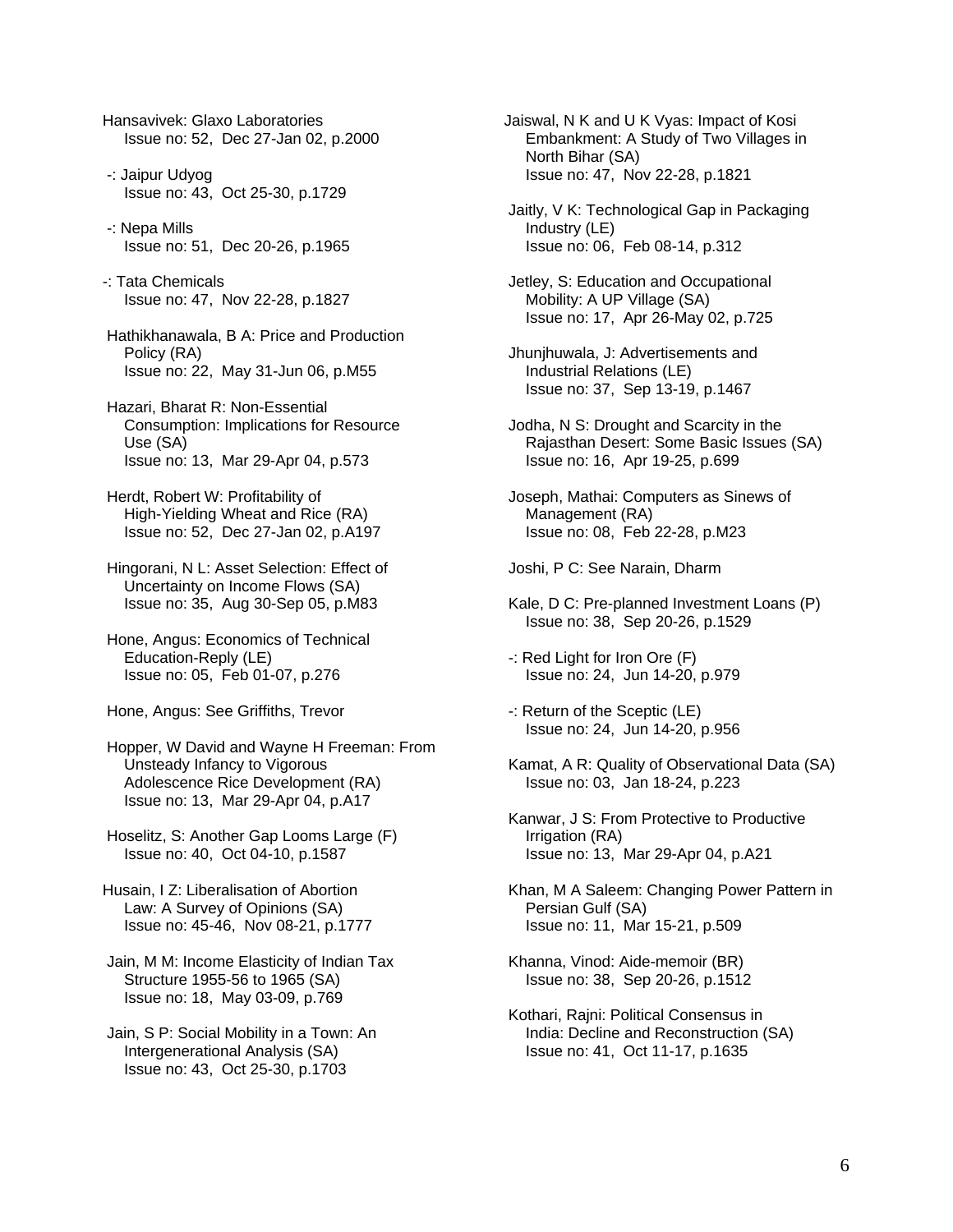Hansavivek: Glaxo Laboratories
Issue no: 52, Dec 27-Jan 02, p.2000

-: Jaipur Udyog
Issue no: 43, Oct 25-30, p.1729

-: Nepa Mills
Issue no: 51, Dec 20-26, p.1965

-: Tata Chemicals
Issue no: 47, Nov 22-28, p.1827

Hathikhanawala, B A: Price and Production Policy (RA)
Issue no: 22, May 31-Jun 06, p.M55

Hazari, Bharat R: Non-Essential Consumption: Implications for Resource Use (SA)
Issue no: 13, Mar 29-Apr 04, p.573

Herdt, Robert W: Profitability of High-Yielding Wheat and Rice (RA)
Issue no: 52, Dec 27-Jan 02, p.A197

Hingorani, N L: Asset Selection: Effect of Uncertainty on Income Flows (SA)
Issue no: 35, Aug 30-Sep 05, p.M83

Hone, Angus: Economics of Technical Education-Reply (LE)
Issue no: 05, Feb 01-07, p.276

Hone, Angus: See Griffiths, Trevor

Hopper, W David and Wayne H Freeman: From Unsteady Infancy to Vigorous Adolescence Rice Development (RA)
Issue no: 13, Mar 29-Apr 04, p.A17

Hoselitz, S: Another Gap Looms Large (F)
Issue no: 40, Oct 04-10, p.1587

Husain, I Z: Liberalisation of Abortion Law: A Survey of Opinions (SA)
Issue no: 45-46, Nov 08-21, p.1777

Jain, M M: Income Elasticity of Indian Tax Structure 1955-56 to 1965 (SA)
Issue no: 18, May 03-09, p.769

Jain, S P: Social Mobility in a Town: An Intergenerational Analysis (SA)
Issue no: 43, Oct 25-30, p.1703

Jaiswal, N K and U K Vyas: Impact of Kosi Embankment: A Study of Two Villages in North Bihar (SA)
Issue no: 47, Nov 22-28, p.1821

Jaitly, V K: Technological Gap in Packaging Industry (LE)
Issue no: 06, Feb 08-14, p.312

Jetley, S: Education and Occupational Mobility: A UP Village (SA)
Issue no: 17, Apr 26-May 02, p.725

Jhunjhuwala, J: Advertisements and Industrial Relations (LE)
Issue no: 37, Sep 13-19, p.1467

Jodha, N S: Drought and Scarcity in the Rajasthan Desert: Some Basic Issues (SA)
Issue no: 16, Apr 19-25, p.699

Joseph, Mathai: Computers as Sinews of Management (RA)
Issue no: 08, Feb 22-28, p.M23

Joshi, P C: See Narain, Dharm

Kale, D C: Pre-planned Investment Loans (P)
Issue no: 38, Sep 20-26, p.1529

-: Red Light for Iron Ore (F)
Issue no: 24, Jun 14-20, p.979

-: Return of the Sceptic (LE)
Issue no: 24, Jun 14-20, p.956

Kamat, A R: Quality of Observational Data (SA)
Issue no: 03, Jan 18-24, p.223

Kanwar, J S: From Protective to Productive Irrigation (RA)
Issue no: 13, Mar 29-Apr 04, p.A21

Khan, M A Saleem: Changing Power Pattern in Persian Gulf (SA)
Issue no: 11, Mar 15-21, p.509

Khanna, Vinod: Aide-memoir (BR)
Issue no: 38, Sep 20-26, p.1512

Kothari, Rajni: Political Consensus in India: Decline and Reconstruction (SA)
Issue no: 41, Oct 11-17, p.1635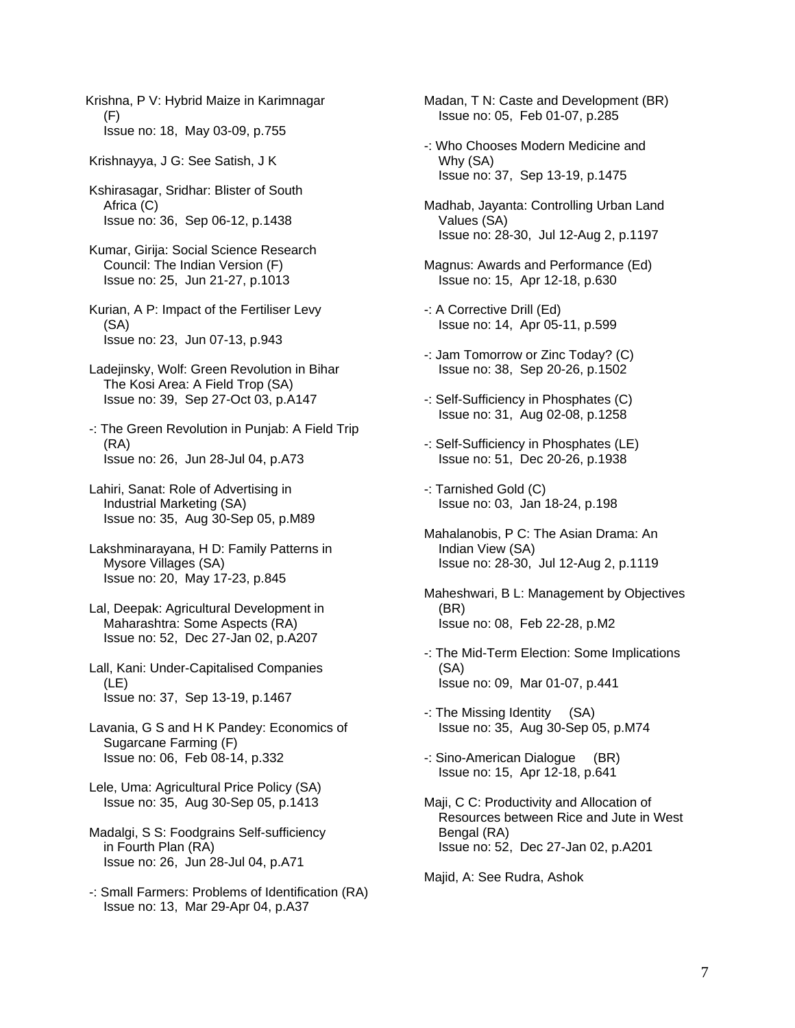Krishna, P V: Hybrid Maize in Karimnagar (F)
Issue no: 18, May 03-09, p.755

Krishnayya, J G: See Satish, J K

Kshirasagar, Sridhar: Blister of South Africa (C)
Issue no: 36, Sep 06-12, p.1438

Kumar, Girija: Social Science Research Council: The Indian Version (F)
Issue no: 25, Jun 21-27, p.1013

Kurian, A P: Impact of the Fertiliser Levy (SA)
Issue no: 23, Jun 07-13, p.943

Ladejinsky, Wolf: Green Revolution in Bihar The Kosi Area: A Field Trop (SA)
Issue no: 39, Sep 27-Oct 03, p.A147

-: The Green Revolution in Punjab: A Field Trip (RA)
Issue no: 26, Jun 28-Jul 04, p.A73

Lahiri, Sanat: Role of Advertising in Industrial Marketing (SA)
Issue no: 35, Aug 30-Sep 05, p.M89

Lakshminarayana, H D: Family Patterns in Mysore Villages (SA)
Issue no: 20, May 17-23, p.845

Lal, Deepak: Agricultural Development in Maharashtra: Some Aspects (RA)
Issue no: 52, Dec 27-Jan 02, p.A207

Lall, Kani: Under-Capitalised Companies (LE)
Issue no: 37, Sep 13-19, p.1467

Lavania, G S and H K Pandey: Economics of Sugarcane Farming (F)
Issue no: 06, Feb 08-14, p.332

Lele, Uma: Agricultural Price Policy (SA)
Issue no: 35, Aug 30-Sep 05, p.1413

Madalgi, S S: Foodgrains Self-sufficiency in Fourth Plan (RA)
Issue no: 26, Jun 28-Jul 04, p.A71

-: Small Farmers: Problems of Identification (RA)
Issue no: 13, Mar 29-Apr 04, p.A37

Madan, T N: Caste and Development (BR)
Issue no: 05, Feb 01-07, p.285

-: Who Chooses Modern Medicine and Why (SA)
Issue no: 37, Sep 13-19, p.1475

Madhab, Jayanta: Controlling Urban Land Values (SA)
Issue no: 28-30, Jul 12-Aug 2, p.1197

Magnus: Awards and Performance (Ed)
Issue no: 15, Apr 12-18, p.630

-: A Corrective Drill (Ed)
Issue no: 14, Apr 05-11, p.599

-: Jam Tomorrow or Zinc Today? (C)
Issue no: 38, Sep 20-26, p.1502

-: Self-Sufficiency in Phosphates (C)
Issue no: 31, Aug 02-08, p.1258

-: Self-Sufficiency in Phosphates (LE)
Issue no: 51, Dec 20-26, p.1938

-: Tarnished Gold (C)
Issue no: 03, Jan 18-24, p.198

Mahalanobis, P C: The Asian Drama: An Indian View (SA)
Issue no: 28-30, Jul 12-Aug 2, p.1119

Maheshwari, B L: Management by Objectives (BR)
Issue no: 08, Feb 22-28, p.M2

-: The Mid-Term Election: Some Implications (SA)
Issue no: 09, Mar 01-07, p.441

-: The Missing Identity (SA)
Issue no: 35, Aug 30-Sep 05, p.M74

-: Sino-American Dialogue (BR)
Issue no: 15, Apr 12-18, p.641

Maji, C C: Productivity and Allocation of Resources between Rice and Jute in West Bengal (RA)
Issue no: 52, Dec 27-Jan 02, p.A201

Majid, A: See Rudra, Ashok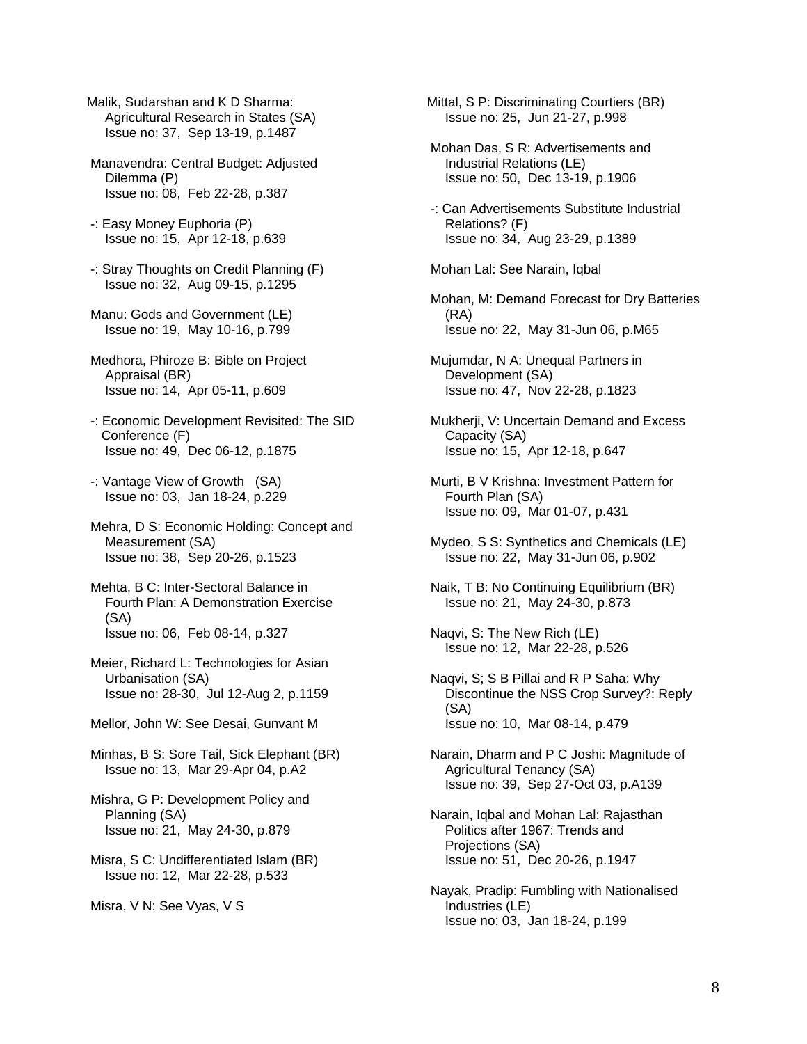Malik, Sudarshan and K D Sharma: Agricultural Research in States (SA)
Issue no: 37, Sep 13-19, p.1487

Manavendra: Central Budget: Adjusted Dilemma (P)
Issue no: 08, Feb 22-28, p.387

-: Easy Money Euphoria (P)
Issue no: 15, Apr 12-18, p.639

-: Stray Thoughts on Credit Planning (F)
Issue no: 32, Aug 09-15, p.1295

Manu: Gods and Government (LE)
Issue no: 19, May 10-16, p.799

Medhora, Phiroze B: Bible on Project Appraisal (BR)
Issue no: 14, Apr 05-11, p.609

-: Economic Development Revisited: The SID Conference (F)
Issue no: 49, Dec 06-12, p.1875

-: Vantage View of Growth (SA)
Issue no: 03, Jan 18-24, p.229

Mehra, D S: Economic Holding: Concept and Measurement (SA)
Issue no: 38, Sep 20-26, p.1523

Mehta, B C: Inter-Sectoral Balance in Fourth Plan: A Demonstration Exercise (SA)
Issue no: 06, Feb 08-14, p.327

Meier, Richard L: Technologies for Asian Urbanisation (SA)
Issue no: 28-30, Jul 12-Aug 2, p.1159

Mellor, John W: See Desai, Gunvant M

Minhas, B S: Sore Tail, Sick Elephant (BR)
Issue no: 13, Mar 29-Apr 04, p.A2

Mishra, G P: Development Policy and Planning (SA)
Issue no: 21, May 24-30, p.879

Misra, S C: Undifferentiated Islam (BR)
Issue no: 12, Mar 22-28, p.533

Misra, V N: See Vyas, V S

Mittal, S P: Discriminating Courtiers (BR)
Issue no: 25, Jun 21-27, p.998

Mohan Das, S R: Advertisements and Industrial Relations (LE)
Issue no: 50, Dec 13-19, p.1906

-: Can Advertisements Substitute Industrial Relations? (F)
Issue no: 34, Aug 23-29, p.1389

Mohan Lal: See Narain, Iqbal

Mohan, M: Demand Forecast for Dry Batteries (RA)
Issue no: 22, May 31-Jun 06, p.M65

Mujumdar, N A: Unequal Partners in Development (SA)
Issue no: 47, Nov 22-28, p.1823

Mukherji, V: Uncertain Demand and Excess Capacity (SA)
Issue no: 15, Apr 12-18, p.647

Murti, B V Krishna: Investment Pattern for Fourth Plan (SA)
Issue no: 09, Mar 01-07, p.431

Mydeo, S S: Synthetics and Chemicals (LE)
Issue no: 22, May 31-Jun 06, p.902

Naik, T B: No Continuing Equilibrium (BR)
Issue no: 21, May 24-30, p.873

Naqvi, S: The New Rich (LE)
Issue no: 12, Mar 22-28, p.526

Naqvi, S; S B Pillai and R P Saha: Why Discontinue the NSS Crop Survey?: Reply (SA)
Issue no: 10, Mar 08-14, p.479

Narain, Dharm and P C Joshi: Magnitude of Agricultural Tenancy (SA)
Issue no: 39, Sep 27-Oct 03, p.A139

Narain, Iqbal and Mohan Lal: Rajasthan Politics after 1967: Trends and Projections (SA)
Issue no: 51, Dec 20-26, p.1947

Nayak, Pradip: Fumbling with Nationalised Industries (LE)
Issue no: 03, Jan 18-24, p.199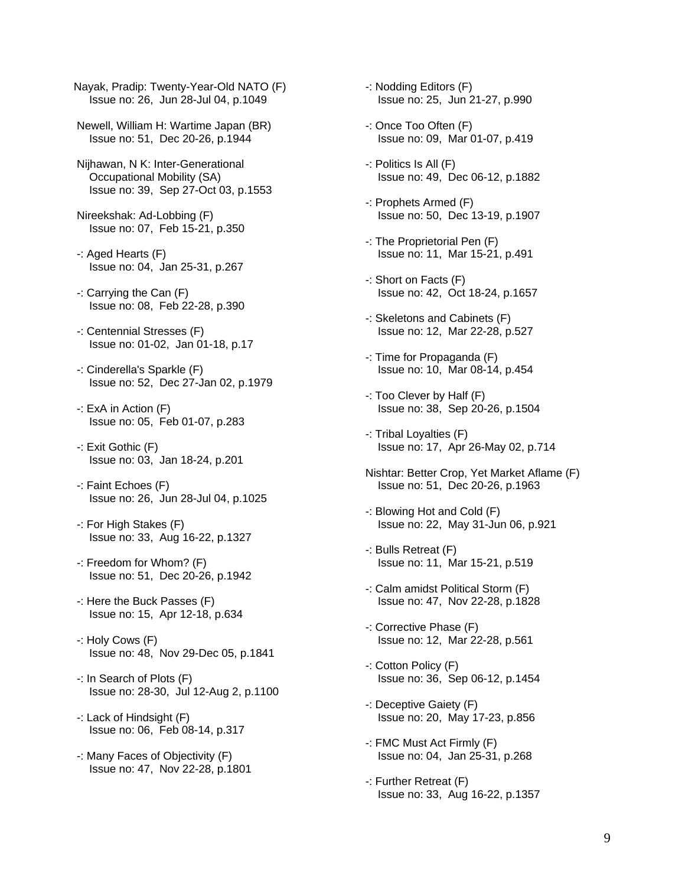Nayak, Pradip: Twenty-Year-Old NATO (F)
Issue no: 26, Jun 28-Jul 04, p.1049

Newell, William H: Wartime Japan (BR)
Issue no: 51, Dec 20-26, p.1944

Nijhawan, N K: Inter-Generational Occupational Mobility (SA)
Issue no: 39, Sep 27-Oct 03, p.1553

Nireekshak: Ad-Lobbing (F)
Issue no: 07, Feb 15-21, p.350

-: Aged Hearts (F)
Issue no: 04, Jan 25-31, p.267

-: Carrying the Can (F)
Issue no: 08, Feb 22-28, p.390

-: Centennial Stresses (F)
Issue no: 01-02, Jan 01-18, p.17

-: Cinderella's Sparkle (F)
Issue no: 52, Dec 27-Jan 02, p.1979

-: ExA in Action (F)
Issue no: 05, Feb 01-07, p.283

-: Exit Gothic (F)
Issue no: 03, Jan 18-24, p.201

-: Faint Echoes (F)
Issue no: 26, Jun 28-Jul 04, p.1025

-: For High Stakes (F)
Issue no: 33, Aug 16-22, p.1327

-: Freedom for Whom? (F)
Issue no: 51, Dec 20-26, p.1942

-: Here the Buck Passes (F)
Issue no: 15, Apr 12-18, p.634

-: Holy Cows (F)
Issue no: 48, Nov 29-Dec 05, p.1841

-: In Search of Plots (F)
Issue no: 28-30, Jul 12-Aug 2, p.1100

-: Lack of Hindsight (F)
Issue no: 06, Feb 08-14, p.317

-: Many Faces of Objectivity (F)
Issue no: 47, Nov 22-28, p.1801

-: Nodding Editors (F)
Issue no: 25, Jun 21-27, p.990

-: Once Too Often (F)
Issue no: 09, Mar 01-07, p.419

-: Politics Is All (F)
Issue no: 49, Dec 06-12, p.1882

-: Prophets Armed (F)
Issue no: 50, Dec 13-19, p.1907

-: The Proprietorial Pen (F)
Issue no: 11, Mar 15-21, p.491

-: Short on Facts (F)
Issue no: 42, Oct 18-24, p.1657

-: Skeletons and Cabinets (F)
Issue no: 12, Mar 22-28, p.527

-: Time for Propaganda (F)
Issue no: 10, Mar 08-14, p.454

-: Too Clever by Half (F)
Issue no: 38, Sep 20-26, p.1504

-: Tribal Loyalties (F)
Issue no: 17, Apr 26-May 02, p.714

Nishtar: Better Crop, Yet Market Aflame (F)
Issue no: 51, Dec 20-26, p.1963

-: Blowing Hot and Cold (F)
Issue no: 22, May 31-Jun 06, p.921

-: Bulls Retreat (F)
Issue no: 11, Mar 15-21, p.519

-: Calm amidst Political Storm (F)
Issue no: 47, Nov 22-28, p.1828

-: Corrective Phase (F)
Issue no: 12, Mar 22-28, p.561

-: Cotton Policy (F)
Issue no: 36, Sep 06-12, p.1454

-: Deceptive Gaiety (F)
Issue no: 20, May 17-23, p.856

-: FMC Must Act Firmly (F)
Issue no: 04, Jan 25-31, p.268

-: Further Retreat (F)
Issue no: 33, Aug 16-22, p.1357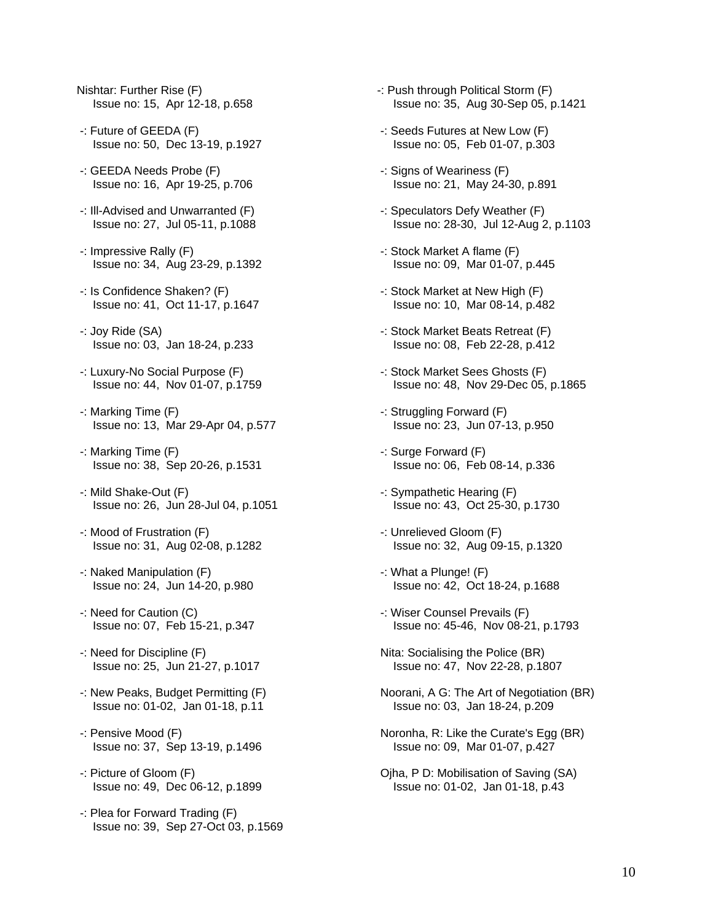Nishtar: Further Rise (F)
Issue no: 15, Apr 12-18, p.658

-: Future of GEEDA (F)
Issue no: 50, Dec 13-19, p.1927

-: GEEDA Needs Probe (F)
Issue no: 16, Apr 19-25, p.706

-: Ill-Advised and Unwarranted (F)
Issue no: 27, Jul 05-11, p.1088

-: Impressive Rally (F)
Issue no: 34, Aug 23-29, p.1392

-: Is Confidence Shaken? (F)
Issue no: 41, Oct 11-17, p.1647

-: Joy Ride (SA)
Issue no: 03, Jan 18-24, p.233

-: Luxury-No Social Purpose (F)
Issue no: 44, Nov 01-07, p.1759

-: Marking Time (F)
Issue no: 13, Mar 29-Apr 04, p.577

-: Marking Time (F)
Issue no: 38, Sep 20-26, p.1531

-: Mild Shake-Out (F)
Issue no: 26, Jun 28-Jul 04, p.1051

-: Mood of Frustration (F)
Issue no: 31, Aug 02-08, p.1282

-: Naked Manipulation (F)
Issue no: 24, Jun 14-20, p.980

-: Need for Caution (C)
Issue no: 07, Feb 15-21, p.347

-: Need for Discipline (F)
Issue no: 25, Jun 21-27, p.1017

-: New Peaks, Budget Permitting (F)
Issue no: 01-02, Jan 01-18, p.11

-: Pensive Mood (F)
Issue no: 37, Sep 13-19, p.1496

-: Picture of Gloom (F)
Issue no: 49, Dec 06-12, p.1899

-: Plea for Forward Trading (F)
Issue no: 39, Sep 27-Oct 03, p.1569

-: Push through Political Storm (F)
Issue no: 35, Aug 30-Sep 05, p.1421

-: Seeds Futures at New Low (F)
Issue no: 05, Feb 01-07, p.303

-: Signs of Weariness (F)
Issue no: 21, May 24-30, p.891

-: Speculators Defy Weather (F)
Issue no: 28-30, Jul 12-Aug 2, p.1103

-: Stock Market A flame (F)
Issue no: 09, Mar 01-07, p.445

-: Stock Market at New High (F)
Issue no: 10, Mar 08-14, p.482

-: Stock Market Beats Retreat (F)
Issue no: 08, Feb 22-28, p.412

-: Stock Market Sees Ghosts (F)
Issue no: 48, Nov 29-Dec 05, p.1865

-: Struggling Forward (F)
Issue no: 23, Jun 07-13, p.950

-: Surge Forward (F)
Issue no: 06, Feb 08-14, p.336

-: Sympathetic Hearing (F)
Issue no: 43, Oct 25-30, p.1730

-: Unrelieved Gloom (F)
Issue no: 32, Aug 09-15, p.1320

-: What a Plunge! (F)
Issue no: 42, Oct 18-24, p.1688

-: Wiser Counsel Prevails (F)
Issue no: 45-46, Nov 08-21, p.1793

Nita: Socialising the Police (BR)
Issue no: 47, Nov 22-28, p.1807

Noorani, A G: The Art of Negotiation (BR)
Issue no: 03, Jan 18-24, p.209

Noronha, R: Like the Curate's Egg (BR)
Issue no: 09, Mar 01-07, p.427

Ojha, P D: Mobilisation of Saving (SA)
Issue no: 01-02, Jan 01-18, p.43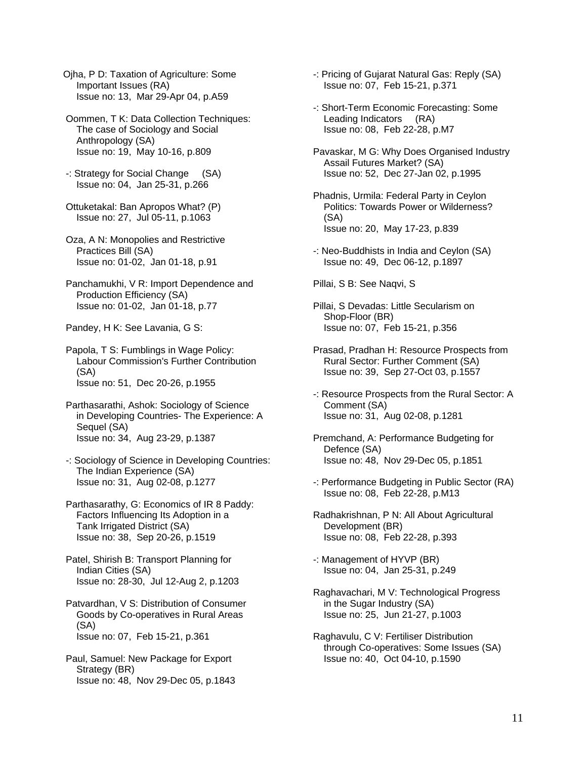Ojha, P D: Taxation of Agriculture: Some Important Issues (RA)
Issue no: 13, Mar 29-Apr 04, p.A59

Oommen, T K: Data Collection Techniques: The case of Sociology and Social Anthropology (SA)
Issue no: 19, May 10-16, p.809

-: Strategy for Social Change (SA)
Issue no: 04, Jan 25-31, p.266

Ottuketakal: Ban Apropos What? (P)
Issue no: 27, Jul 05-11, p.1063

Oza, A N: Monopolies and Restrictive Practices Bill (SA)
Issue no: 01-02, Jan 01-18, p.91

Panchamukhi, V R: Import Dependence and Production Efficiency (SA)
Issue no: 01-02, Jan 01-18, p.77

Pandey, H K: See Lavania, G S:

Papola, T S: Fumblings in Wage Policy: Labour Commission's Further Contribution (SA)
Issue no: 51, Dec 20-26, p.1955

Parthasarathi, Ashok: Sociology of Science in Developing Countries- The Experience: A Sequel (SA)
Issue no: 34, Aug 23-29, p.1387

-: Sociology of Science in Developing Countries: The Indian Experience (SA)
Issue no: 31, Aug 02-08, p.1277

Parthasarathy, G: Economics of IR 8 Paddy: Factors Influencing Its Adoption in a Tank Irrigated District (SA)
Issue no: 38, Sep 20-26, p.1519

Patel, Shirish B: Transport Planning for Indian Cities (SA)
Issue no: 28-30, Jul 12-Aug 2, p.1203

Patvardhan, V S: Distribution of Consumer Goods by Co-operatives in Rural Areas (SA)
Issue no: 07, Feb 15-21, p.361

Paul, Samuel: New Package for Export Strategy (BR)
Issue no: 48, Nov 29-Dec 05, p.1843

-: Pricing of Gujarat Natural Gas: Reply (SA)
Issue no: 07, Feb 15-21, p.371

-: Short-Term Economic Forecasting: Some Leading Indicators (RA)
Issue no: 08, Feb 22-28, p.M7

Pavaskar, M G: Why Does Organised Industry Assail Futures Market? (SA)
Issue no: 52, Dec 27-Jan 02, p.1995

Phadnis, Urmila: Federal Party in Ceylon Politics: Towards Power or Wilderness? (SA)
Issue no: 20, May 17-23, p.839

-: Neo-Buddhists in India and Ceylon (SA)
Issue no: 49, Dec 06-12, p.1897

Pillai, S B: See Naqvi, S

Pillai, S Devadas: Little Secularism on Shop-Floor (BR)
Issue no: 07, Feb 15-21, p.356

Prasad, Pradhan H: Resource Prospects from Rural Sector: Further Comment (SA)
Issue no: 39, Sep 27-Oct 03, p.1557

-: Resource Prospects from the Rural Sector: A Comment (SA)
Issue no: 31, Aug 02-08, p.1281

Premchand, A: Performance Budgeting for Defence (SA)
Issue no: 48, Nov 29-Dec 05, p.1851

-: Performance Budgeting in Public Sector (RA)
Issue no: 08, Feb 22-28, p.M13

Radhakrishnan, P N: All About Agricultural Development (BR)
Issue no: 08, Feb 22-28, p.393

-: Management of HYVP (BR)
Issue no: 04, Jan 25-31, p.249

Raghavachari, M V: Technological Progress in the Sugar Industry (SA)
Issue no: 25, Jun 21-27, p.1003

Raghavulu, C V: Fertiliser Distribution through Co-operatives: Some Issues (SA)
Issue no: 40, Oct 04-10, p.1590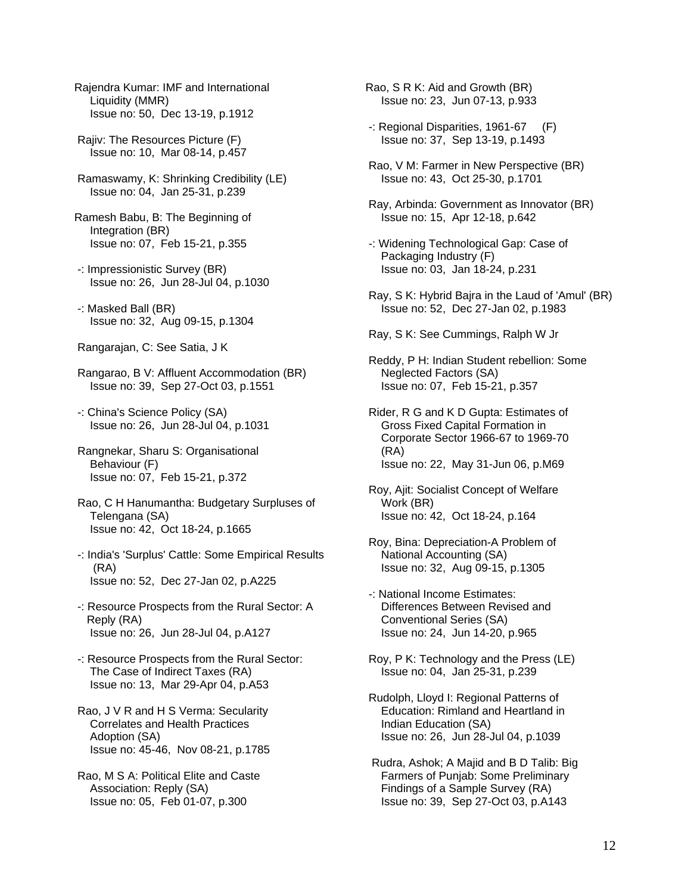Rajendra Kumar: IMF and International Liquidity (MMR)
Issue no: 50, Dec 13-19, p.1912

Rajiv: The Resources Picture (F)
Issue no: 10, Mar 08-14, p.457

Ramaswamy, K: Shrinking Credibility (LE)
Issue no: 04, Jan 25-31, p.239

Ramesh Babu, B: The Beginning of Integration (BR)
Issue no: 07, Feb 15-21, p.355

-: Impressionistic Survey (BR)
Issue no: 26, Jun 28-Jul 04, p.1030

-: Masked Ball (BR)
Issue no: 32, Aug 09-15, p.1304

Rangarajan, C: See Satia, J K

Rangarao, B V: Affluent Accommodation (BR)
Issue no: 39, Sep 27-Oct 03, p.1551

-: China's Science Policy (SA)
Issue no: 26, Jun 28-Jul 04, p.1031

Rangnekar, Sharu S: Organisational Behaviour (F)
Issue no: 07, Feb 15-21, p.372

Rao, C H Hanumantha: Budgetary Surpluses of Telengana (SA)
Issue no: 42, Oct 18-24, p.1665

-: India's 'Surplus' Cattle: Some Empirical Results (RA)
Issue no: 52, Dec 27-Jan 02, p.A225

-: Resource Prospects from the Rural Sector: A Reply (RA)
Issue no: 26, Jun 28-Jul 04, p.A127

-: Resource Prospects from the Rural Sector: The Case of Indirect Taxes (RA)
Issue no: 13, Mar 29-Apr 04, p.A53

Rao, J V R and H S Verma: Secularity Correlates and Health Practices Adoption (SA)
Issue no: 45-46, Nov 08-21, p.1785

Rao, M S A: Political Elite and Caste Association: Reply (SA)
Issue no: 05, Feb 01-07, p.300

Rao, S R K: Aid and Growth (BR)
Issue no: 23, Jun 07-13, p.933

-: Regional Disparities, 1961-67 (F)
Issue no: 37, Sep 13-19, p.1493

Rao, V M: Farmer in New Perspective (BR)
Issue no: 43, Oct 25-30, p.1701

Ray, Arbinda: Government as Innovator (BR)
Issue no: 15, Apr 12-18, p.642

-: Widening Technological Gap: Case of Packaging Industry (F)
Issue no: 03, Jan 18-24, p.231

Ray, S K: Hybrid Bajra in the Laud of 'Amul' (BR)
Issue no: 52, Dec 27-Jan 02, p.1983

Ray, S K: See Cummings, Ralph W Jr

Reddy, P H: Indian Student rebellion: Some Neglected Factors (SA)
Issue no: 07, Feb 15-21, p.357

Rider, R G and K D Gupta: Estimates of Gross Fixed Capital Formation in Corporate Sector 1966-67 to 1969-70 (RA)
Issue no: 22, May 31-Jun 06, p.M69

Roy, Ajit: Socialist Concept of Welfare Work (BR)
Issue no: 42, Oct 18-24, p.164

Roy, Bina: Depreciation-A Problem of National Accounting (SA)
Issue no: 32, Aug 09-15, p.1305

-: National Income Estimates: Differences Between Revised and Conventional Series (SA)
Issue no: 24, Jun 14-20, p.965

Roy, P K: Technology and the Press (LE)
Issue no: 04, Jan 25-31, p.239

Rudolph, Lloyd I: Regional Patterns of Education: Rimland and Heartland in Indian Education (SA)
Issue no: 26, Jun 28-Jul 04, p.1039

Rudra, Ashok; A Majid and B D Talib: Big Farmers of Punjab: Some Preliminary Findings of a Sample Survey (RA)
Issue no: 39, Sep 27-Oct 03, p.A143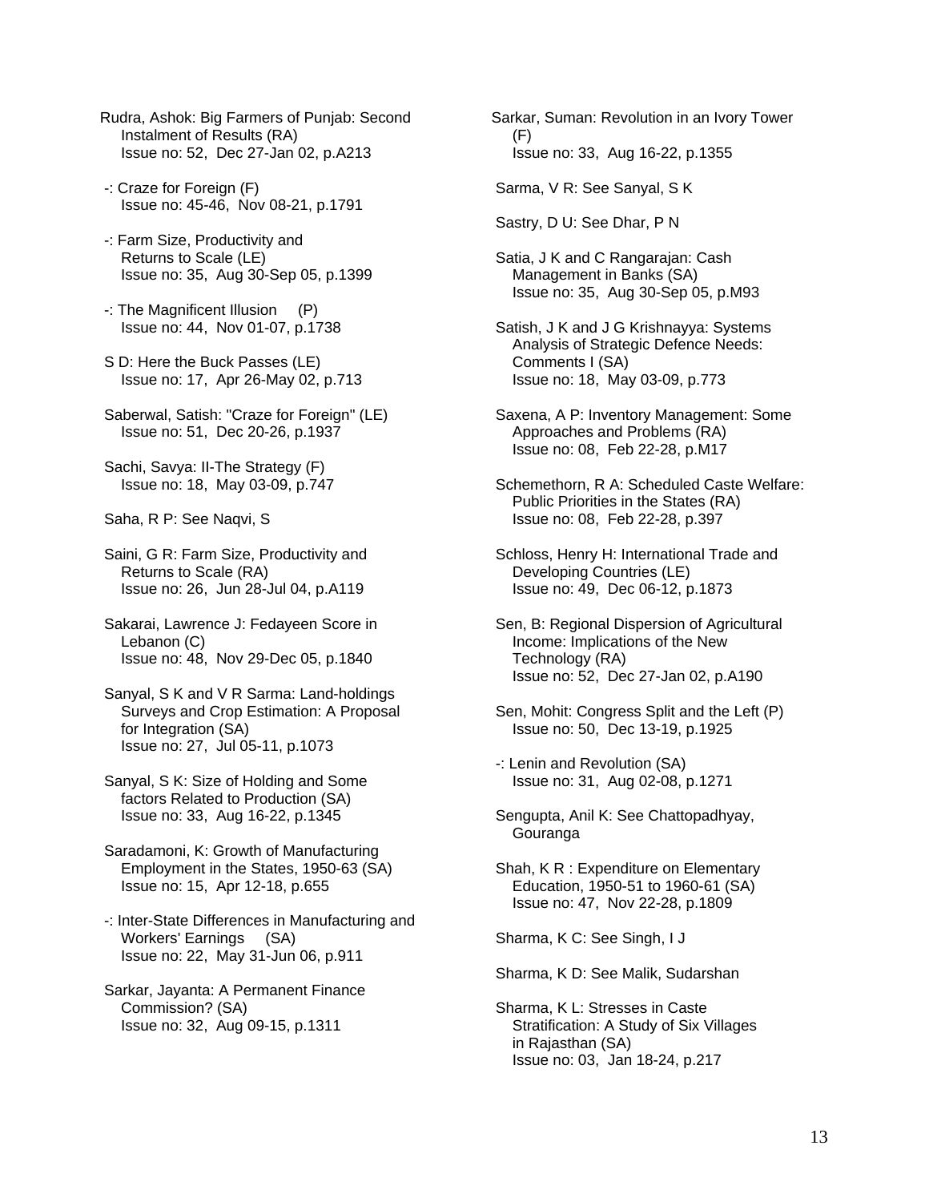Rudra, Ashok: Big Farmers of Punjab: Second Instalment of Results (RA)
Issue no: 52, Dec 27-Jan 02, p.A213

-: Craze for Foreign (F)
Issue no: 45-46, Nov 08-21, p.1791

-: Farm Size, Productivity and Returns to Scale (LE)
Issue no: 35, Aug 30-Sep 05, p.1399

-: The Magnificent Illusion (P)
Issue no: 44, Nov 01-07, p.1738

S D: Here the Buck Passes (LE)
Issue no: 17, Apr 26-May 02, p.713

Saberwal, Satish: "Craze for Foreign" (LE)
Issue no: 51, Dec 20-26, p.1937

Sachi, Savya: II-The Strategy (F)
Issue no: 18, May 03-09, p.747

Saha, R P: See Naqvi, S

Saini, G R: Farm Size, Productivity and Returns to Scale (RA)
Issue no: 26, Jun 28-Jul 04, p.A119

Sakarai, Lawrence J: Fedayeen Score in Lebanon (C)
Issue no: 48, Nov 29-Dec 05, p.1840

Sanyal, S K and V R Sarma: Land-holdings Surveys and Crop Estimation: A Proposal for Integration (SA)
Issue no: 27, Jul 05-11, p.1073

Sanyal, S K: Size of Holding and Some factors Related to Production (SA)
Issue no: 33, Aug 16-22, p.1345

Saradamoni, K: Growth of Manufacturing Employment in the States, 1950-63 (SA)
Issue no: 15, Apr 12-18, p.655

-: Inter-State Differences in Manufacturing and Workers' Earnings (SA)
Issue no: 22, May 31-Jun 06, p.911

Sarkar, Jayanta: A Permanent Finance Commission? (SA)
Issue no: 32, Aug 09-15, p.1311

Sarkar, Suman: Revolution in an Ivory Tower (F)
Issue no: 33, Aug 16-22, p.1355

Sarma, V R: See Sanyal, S K

Sastry, D U: See Dhar, P N

Satia, J K and C Rangarajan: Cash Management in Banks (SA)
Issue no: 35, Aug 30-Sep 05, p.M93

Satish, J K and J G Krishnayya: Systems Analysis of Strategic Defence Needs: Comments I (SA)
Issue no: 18, May 03-09, p.773

Saxena, A P: Inventory Management: Some Approaches and Problems (RA)
Issue no: 08, Feb 22-28, p.M17

Schemethorn, R A: Scheduled Caste Welfare: Public Priorities in the States (RA)
Issue no: 08, Feb 22-28, p.397

Schloss, Henry H: International Trade and Developing Countries (LE)
Issue no: 49, Dec 06-12, p.1873

Sen, B: Regional Dispersion of Agricultural Income: Implications of the New Technology (RA)
Issue no: 52, Dec 27-Jan 02, p.A190

Sen, Mohit: Congress Split and the Left (P)
Issue no: 50, Dec 13-19, p.1925

-: Lenin and Revolution (SA)
Issue no: 31, Aug 02-08, p.1271

Sengupta, Anil K: See Chattopadhyay, Gouranga

Shah, K R : Expenditure on Elementary Education, 1950-51 to 1960-61 (SA)
Issue no: 47, Nov 22-28, p.1809

Sharma, K C: See Singh, I J

Sharma, K D: See Malik, Sudarshan

Sharma, K L: Stresses in Caste Stratification: A Study of Six Villages in Rajasthan (SA)
Issue no: 03, Jan 18-24, p.217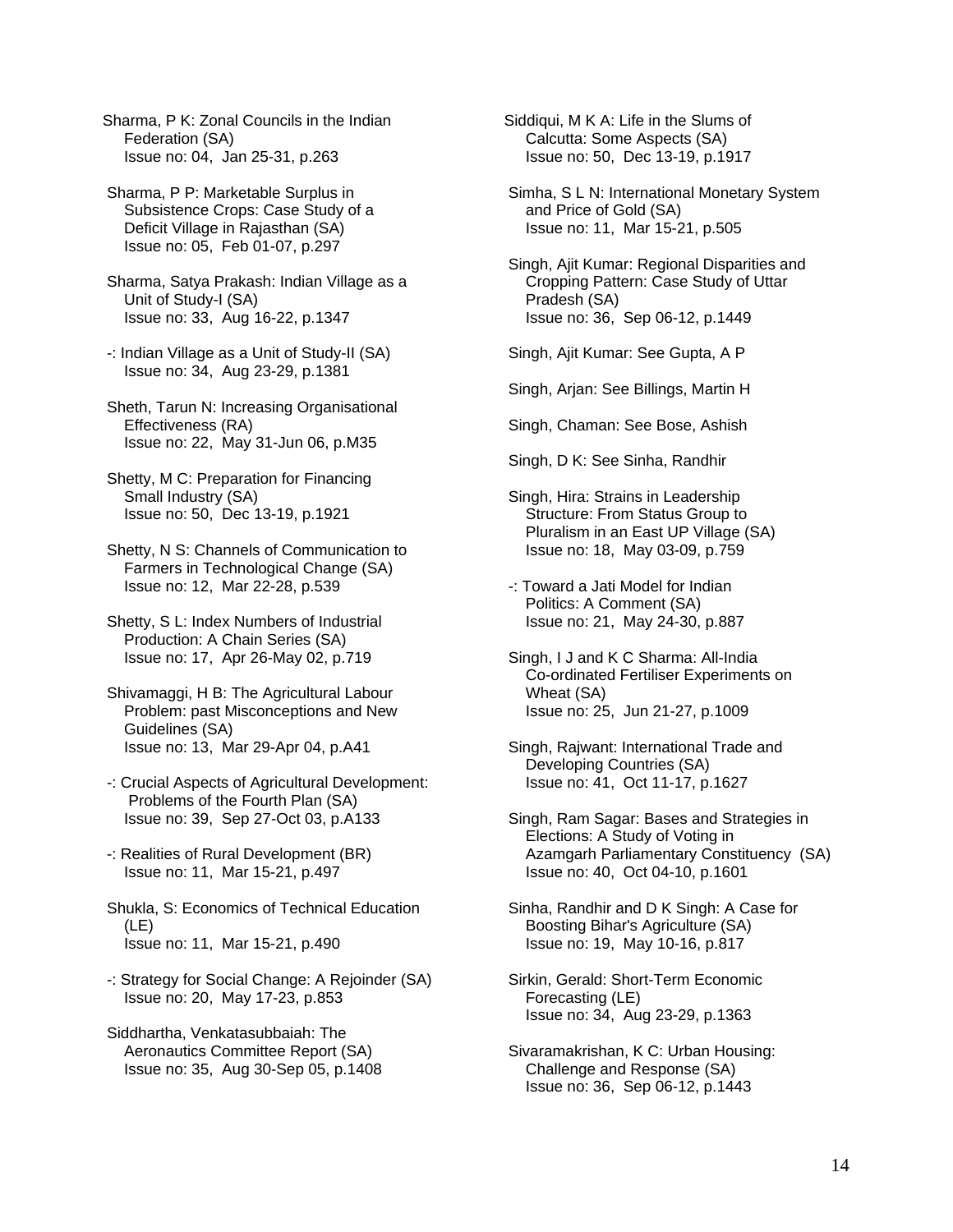Sharma, P K: Zonal Councils in the Indian Federation (SA)
Issue no: 04, Jan 25-31, p.263

Sharma, P P: Marketable Surplus in Subsistence Crops: Case Study of a Deficit Village in Rajasthan (SA)
Issue no: 05, Feb 01-07, p.297

Sharma, Satya Prakash: Indian Village as a Unit of Study-I (SA)
Issue no: 33, Aug 16-22, p.1347

-: Indian Village as a Unit of Study-II (SA)
Issue no: 34, Aug 23-29, p.1381

Sheth, Tarun N: Increasing Organisational Effectiveness (RA)
Issue no: 22, May 31-Jun 06, p.M35

Shetty, M C: Preparation for Financing Small Industry (SA)
Issue no: 50, Dec 13-19, p.1921

Shetty, N S: Channels of Communication to Farmers in Technological Change (SA)
Issue no: 12, Mar 22-28, p.539

Shetty, S L: Index Numbers of Industrial Production: A Chain Series (SA)
Issue no: 17, Apr 26-May 02, p.719

Shivamaggi, H B: The Agricultural Labour Problem: past Misconceptions and New Guidelines (SA)
Issue no: 13, Mar 29-Apr 04, p.A41

-: Crucial Aspects of Agricultural Development: Problems of the Fourth Plan (SA)
Issue no: 39, Sep 27-Oct 03, p.A133

-: Realities of Rural Development (BR)
Issue no: 11, Mar 15-21, p.497

Shukla, S: Economics of Technical Education (LE)
Issue no: 11, Mar 15-21, p.490

-: Strategy for Social Change: A Rejoinder (SA)
Issue no: 20, May 17-23, p.853

Siddhartha, Venkatasubbaiah: The Aeronautics Committee Report (SA)
Issue no: 35, Aug 30-Sep 05, p.1408

Siddiqui, M K A: Life in the Slums of Calcutta: Some Aspects (SA)
Issue no: 50, Dec 13-19, p.1917

Simha, S L N: International Monetary System and Price of Gold (SA)
Issue no: 11, Mar 15-21, p.505

Singh, Ajit Kumar: Regional Disparities and Cropping Pattern: Case Study of Uttar Pradesh (SA)
Issue no: 36, Sep 06-12, p.1449

Singh, Ajit Kumar: See Gupta, A P

Singh, Arjan: See Billings, Martin H

Singh, Chaman: See Bose, Ashish

Singh, D K: See Sinha, Randhir

Singh, Hira: Strains in Leadership Structure: From Status Group to Pluralism in an East UP Village (SA)
Issue no: 18, May 03-09, p.759

-: Toward a Jati Model for Indian Politics: A Comment (SA)
Issue no: 21, May 24-30, p.887

Singh, I J and K C Sharma: All-India Co-ordinated Fertiliser Experiments on Wheat (SA)
Issue no: 25, Jun 21-27, p.1009

Singh, Rajwant: International Trade and Developing Countries (SA)
Issue no: 41, Oct 11-17, p.1627

Singh, Ram Sagar: Bases and Strategies in Elections: A Study of Voting in Azamgarh Parliamentary Constituency (SA)
Issue no: 40, Oct 04-10, p.1601

Sinha, Randhir and D K Singh: A Case for Boosting Bihar's Agriculture (SA)
Issue no: 19, May 10-16, p.817

Sirkin, Gerald: Short-Term Economic Forecasting (LE)
Issue no: 34, Aug 23-29, p.1363

Sivaramakrishan, K C: Urban Housing: Challenge and Response (SA)
Issue no: 36, Sep 06-12, p.1443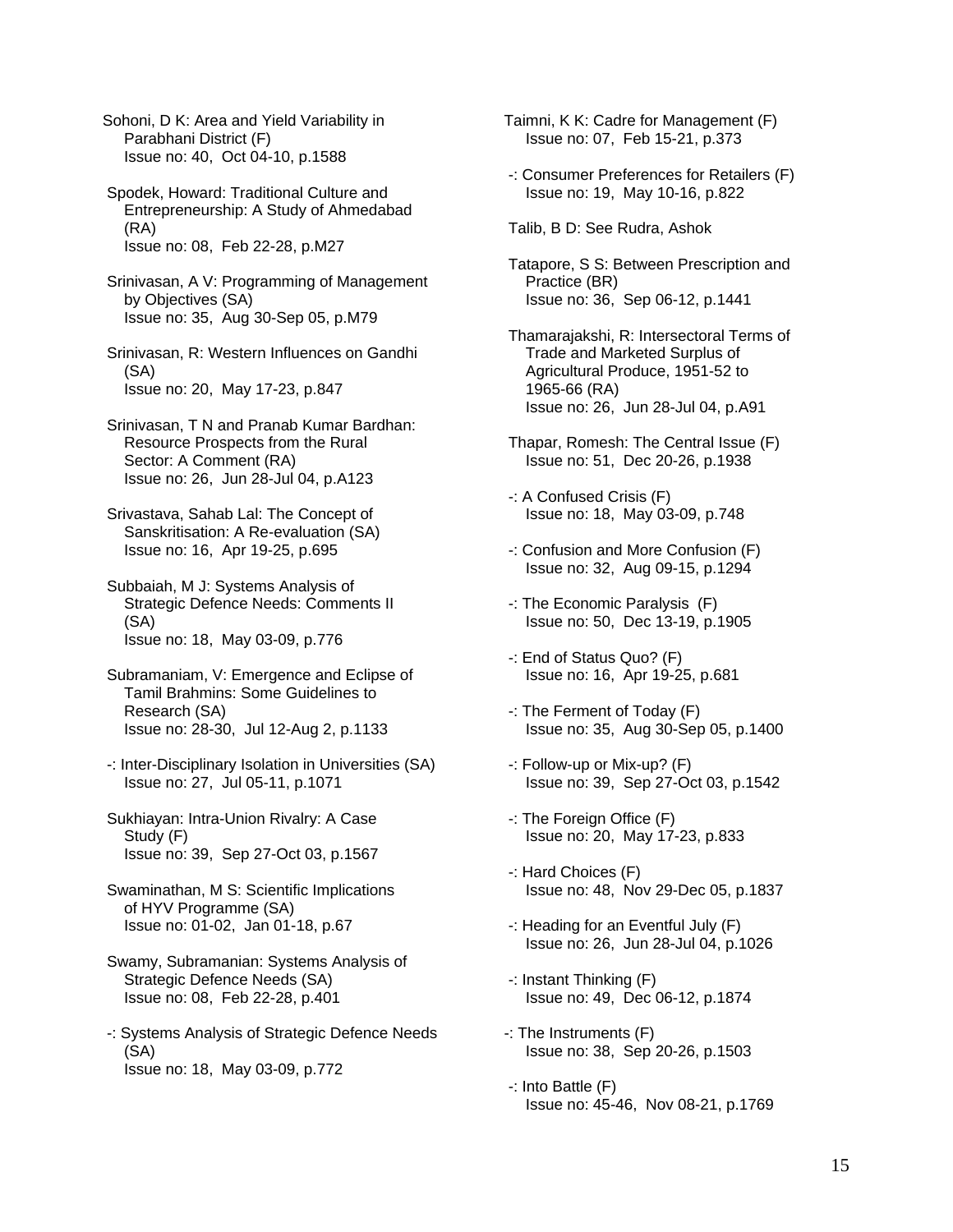Sohoni, D K: Area and Yield Variability in Parabhani District (F)
Issue no: 40, Oct 04-10, p.1588

Spodek, Howard: Traditional Culture and Entrepreneurship: A Study of Ahmedabad (RA)
Issue no: 08, Feb 22-28, p.M27

Srinivasan, A V: Programming of Management by Objectives (SA)
Issue no: 35, Aug 30-Sep 05, p.M79

Srinivasan, R: Western Influences on Gandhi (SA)
Issue no: 20, May 17-23, p.847

Srinivasan, T N and Pranab Kumar Bardhan: Resource Prospects from the Rural Sector: A Comment (RA)
Issue no: 26, Jun 28-Jul 04, p.A123

Srivastava, Sahab Lal: The Concept of Sanskritisation: A Re-evaluation (SA)
Issue no: 16, Apr 19-25, p.695

Subbaiah, M J: Systems Analysis of Strategic Defence Needs: Comments II (SA)
Issue no: 18, May 03-09, p.776

Subramaniam, V: Emergence and Eclipse of Tamil Brahmins: Some Guidelines to Research (SA)
Issue no: 28-30, Jul 12-Aug 2, p.1133

-: Inter-Disciplinary Isolation in Universities (SA)
Issue no: 27, Jul 05-11, p.1071

Sukhiayan: Intra-Union Rivalry: A Case Study (F)
Issue no: 39, Sep 27-Oct 03, p.1567

Swaminathan, M S: Scientific Implications of HYV Programme (SA)
Issue no: 01-02, Jan 01-18, p.67

Swamy, Subramanian: Systems Analysis of Strategic Defence Needs (SA)
Issue no: 08, Feb 22-28, p.401

-: Systems Analysis of Strategic Defence Needs (SA)
Issue no: 18, May 03-09, p.772

Taimni, K K: Cadre for Management (F)
Issue no: 07, Feb 15-21, p.373

-: Consumer Preferences for Retailers (F)
Issue no: 19, May 10-16, p.822

Talib, B D: See Rudra, Ashok

Tatapore, S S: Between Prescription and Practice (BR)
Issue no: 36, Sep 06-12, p.1441

Thamarajakshi, R: Intersectoral Terms of Trade and Marketed Surplus of Agricultural Produce, 1951-52 to 1965-66 (RA)
Issue no: 26, Jun 28-Jul 04, p.A91

Thapar, Romesh: The Central Issue (F)
Issue no: 51, Dec 20-26, p.1938

-: A Confused Crisis (F)
Issue no: 18, May 03-09, p.748

-: Confusion and More Confusion (F)
Issue no: 32, Aug 09-15, p.1294

-: The Economic Paralysis (F)
Issue no: 50, Dec 13-19, p.1905

-: End of Status Quo? (F)
Issue no: 16, Apr 19-25, p.681

-: The Ferment of Today (F)
Issue no: 35, Aug 30-Sep 05, p.1400

-: Follow-up or Mix-up? (F)
Issue no: 39, Sep 27-Oct 03, p.1542

-: The Foreign Office (F)
Issue no: 20, May 17-23, p.833

-: Hard Choices (F)
Issue no: 48, Nov 29-Dec 05, p.1837

-: Heading for an Eventful July (F)
Issue no: 26, Jun 28-Jul 04, p.1026

-: Instant Thinking (F)
Issue no: 49, Dec 06-12, p.1874

-: The Instruments (F)
Issue no: 38, Sep 20-26, p.1503

-: Into Battle (F)
Issue no: 45-46, Nov 08-21, p.1769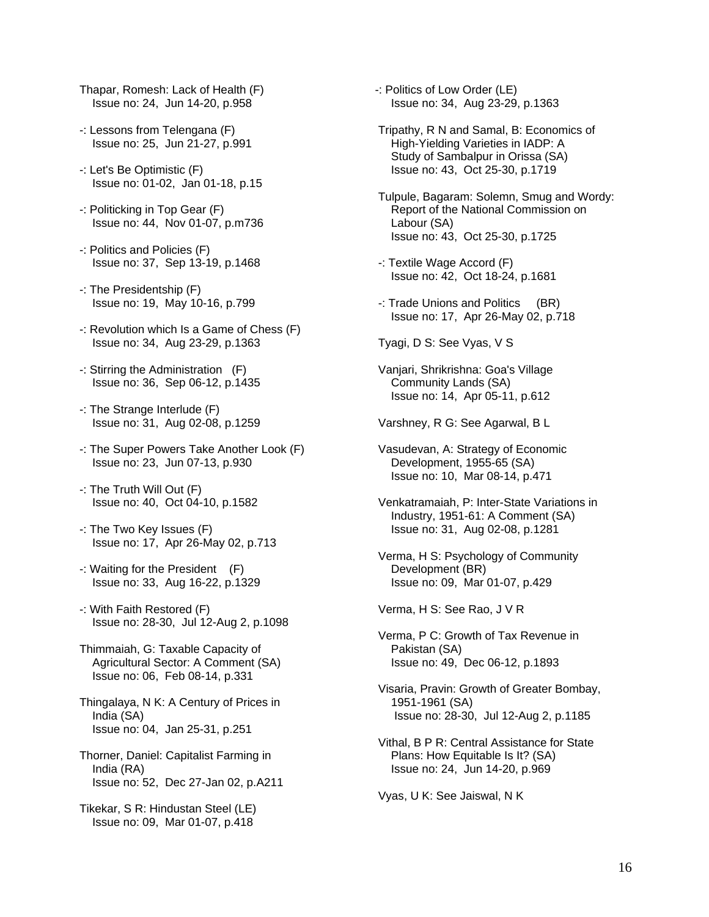Thapar, Romesh: Lack of Health (F)
Issue no: 24, Jun 14-20, p.958

-: Lessons from Telengana (F)
Issue no: 25, Jun 21-27, p.991

-: Let's Be Optimistic (F)
Issue no: 01-02, Jan 01-18, p.15

-: Politicking in Top Gear (F)
Issue no: 44, Nov 01-07, p.m736

-: Politics and Policies (F)
Issue no: 37, Sep 13-19, p.1468

-: The Presidentship (F)
Issue no: 19, May 10-16, p.799

-: Revolution which Is a Game of Chess (F)
Issue no: 34, Aug 23-29, p.1363

-: Stirring the Administration (F)
Issue no: 36, Sep 06-12, p.1435

-: The Strange Interlude (F)
Issue no: 31, Aug 02-08, p.1259

-: The Super Powers Take Another Look (F)
Issue no: 23, Jun 07-13, p.930

-: The Truth Will Out (F)
Issue no: 40, Oct 04-10, p.1582

-: The Two Key Issues (F)
Issue no: 17, Apr 26-May 02, p.713

-: Waiting for the President (F)
Issue no: 33, Aug 16-22, p.1329

-: With Faith Restored (F)
Issue no: 28-30, Jul 12-Aug 2, p.1098

Thimmaiah, G: Taxable Capacity of Agricultural Sector: A Comment (SA)
Issue no: 06, Feb 08-14, p.331

Thingalaya, N K: A Century of Prices in India (SA)
Issue no: 04, Jan 25-31, p.251

Thorner, Daniel: Capitalist Farming in India (RA)
Issue no: 52, Dec 27-Jan 02, p.A211

Tikekar, S R: Hindustan Steel (LE)
Issue no: 09, Mar 01-07, p.418

-: Politics of Low Order (LE)
Issue no: 34, Aug 23-29, p.1363

Tripathy, R N and Samal, B: Economics of High-Yielding Varieties in IADP: A Study of Sambalpur in Orissa (SA)
Issue no: 43, Oct 25-30, p.1719

Tulpule, Bagaram: Solemn, Smug and Wordy: Report of the National Commission on Labour (SA)
Issue no: 43, Oct 25-30, p.1725

-: Textile Wage Accord (F)
Issue no: 42, Oct 18-24, p.1681

-: Trade Unions and Politics (BR)
Issue no: 17, Apr 26-May 02, p.718

Tyagi, D S: See Vyas, V S

Vanjari, Shrikrishna: Goa's Village Community Lands (SA)
Issue no: 14, Apr 05-11, p.612

Varshney, R G: See Agarwal, B L

Vasudevan, A: Strategy of Economic Development, 1955-65 (SA)
Issue no: 10, Mar 08-14, p.471

Venkatramaiah, P: Inter-State Variations in Industry, 1951-61: A Comment (SA)
Issue no: 31, Aug 02-08, p.1281

Verma, H S: Psychology of Community Development (BR)
Issue no: 09, Mar 01-07, p.429

Verma, H S: See Rao, J V R

Verma, P C: Growth of Tax Revenue in Pakistan (SA)
Issue no: 49, Dec 06-12, p.1893

Visaria, Pravin: Growth of Greater Bombay, 1951-1961 (SA)
Issue no: 28-30, Jul 12-Aug 2, p.1185

Vithal, B P R: Central Assistance for State Plans: How Equitable Is It? (SA)
Issue no: 24, Jun 14-20, p.969

Vyas, U K: See Jaiswal, N K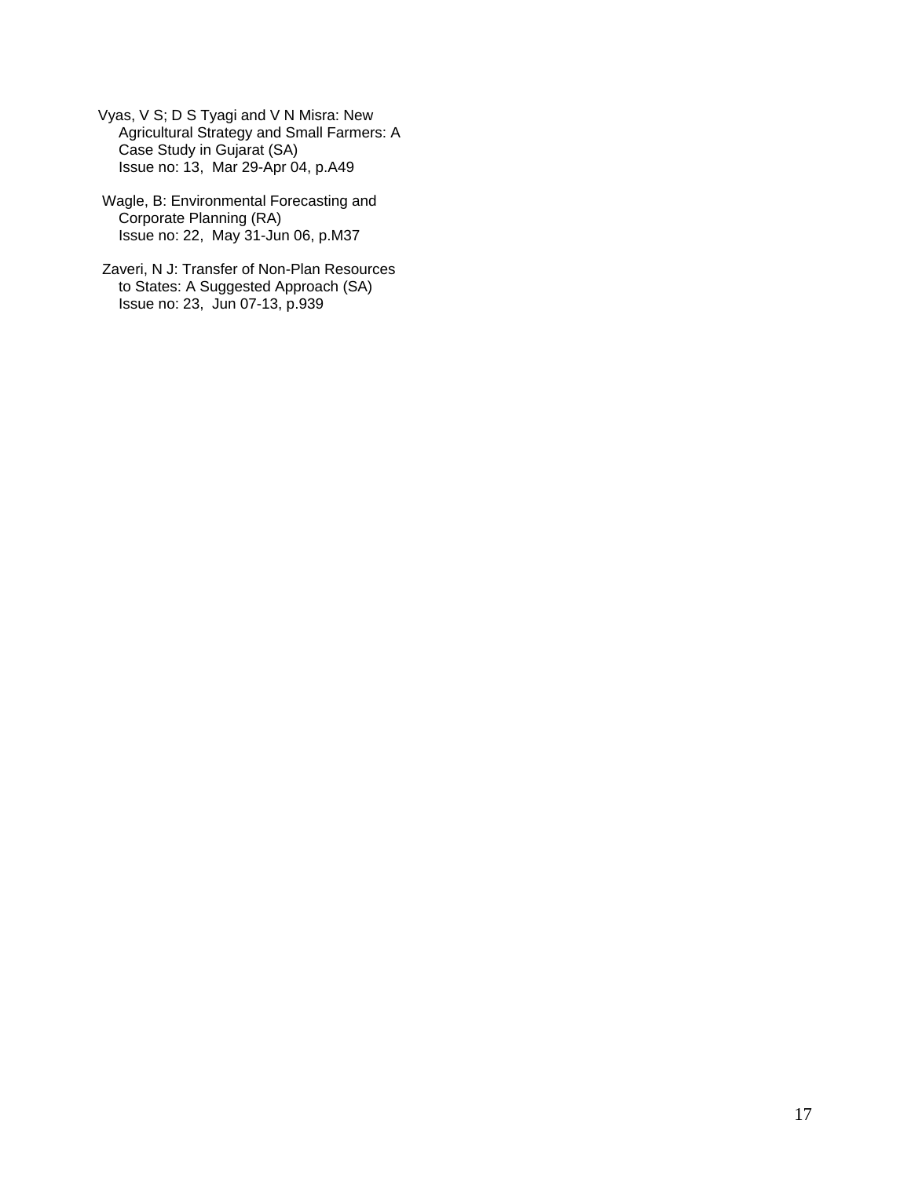Vyas, V S; D S Tyagi and V N Misra: New Agricultural Strategy and Small Farmers: A Case Study in Gujarat (SA)
Issue no: 13, Mar 29-Apr 04, p.A49

Wagle, B: Environmental Forecasting and Corporate Planning (RA)
Issue no: 22, May 31-Jun 06, p.M37

Zaveri, N J: Transfer of Non-Plan Resources to States: A Suggested Approach (SA)
Issue no: 23, Jun 07-13, p.939